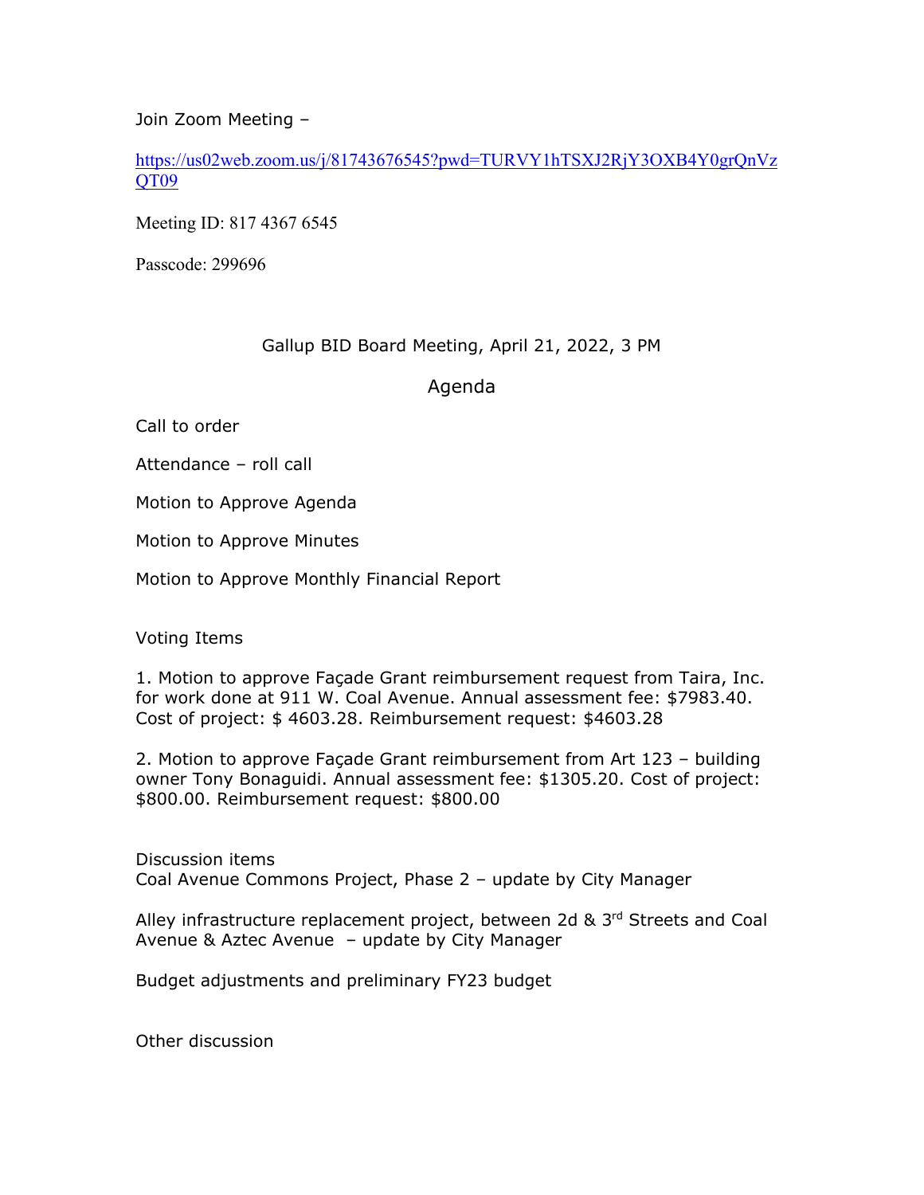Join Zoom Meeting –

https://us02web.zoom.us/j/81743676545?pwd=TURVY1hTSXJ2RjY3OXB4Y0grQnVzQT09

Meeting ID: 817 4367 6545

Passcode: 299696

Gallup BID Board Meeting, April 21, 2022, 3 PM

# Agenda

Call to order

Attendance – roll call

Motion to Approve Agenda

Motion to Approve Minutes

Motion to Approve Monthly Financial Report

Voting Items

1. Motion to approve Façade Grant reimbursement request from Taira, Inc. for work done at 911 W. Coal Avenue. Annual assessment fee: $7983.40. Cost of project: $ 4603.28. Reimbursement request: $4603.28

2. Motion to approve Façade Grant reimbursement from Art 123 – building owner Tony Bonaguidi. Annual assessment fee: $1305.20. Cost of project: $800.00. Reimbursement request: $800.00

Discussion items

Coal Avenue Commons Project, Phase 2 – update by City Manager

Alley infrastructure replacement project, between 2d & 3rd Streets and Coal Avenue & Aztec Avenue – update by City Manager

Budget adjustments and preliminary FY23 budget

Other discussion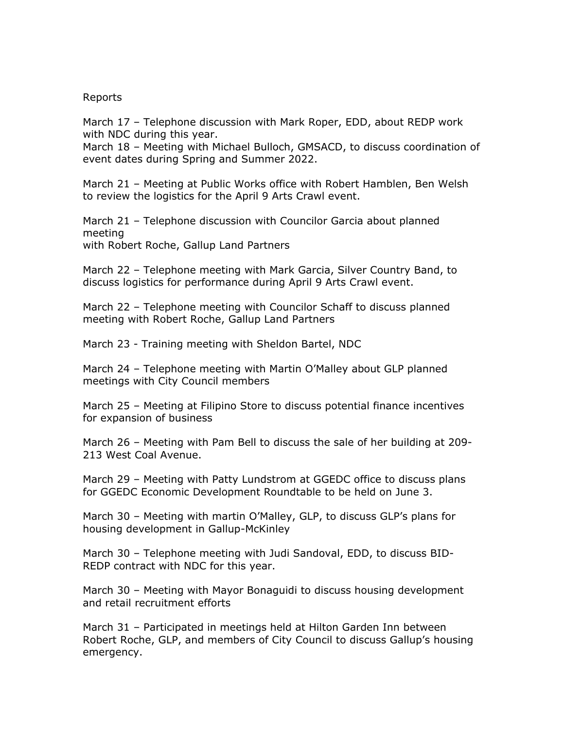Reports

March 17 – Telephone discussion with Mark Roper, EDD, about REDP work with NDC during this year.
March 18 – Meeting with Michael Bulloch, GMSACD, to discuss coordination of event dates during Spring and Summer 2022.

March 21 – Meeting at Public Works office with Robert Hamblen, Ben Welsh to review the logistics for the April 9 Arts Crawl event.

March 21 – Telephone discussion with Councilor Garcia about planned meeting
with Robert Roche, Gallup Land Partners

March 22 – Telephone meeting with Mark Garcia, Silver Country Band, to discuss logistics for performance during April 9 Arts Crawl event.

March 22 – Telephone meeting with Councilor Schaff to discuss planned meeting with Robert Roche, Gallup Land Partners

March 23 - Training meeting with Sheldon Bartel, NDC

March 24 – Telephone meeting with Martin O'Malley about GLP planned meetings with City Council members

March 25 – Meeting at Filipino Store to discuss potential finance incentives for expansion of business

March 26 – Meeting with Pam Bell to discuss the sale of her building at 209-213 West Coal Avenue.

March 29 – Meeting with Patty Lundstrom at GGEDC office to discuss plans for GGEDC Economic Development Roundtable to be held on June 3.

March 30 – Meeting with martin O'Malley, GLP, to discuss GLP's plans for housing development in Gallup-McKinley

March 30 – Telephone meeting with Judi Sandoval, EDD, to discuss BID-REDP contract with NDC for this year.

March 30 – Meeting with Mayor Bonaguidi to discuss housing development and retail recruitment efforts

March 31 – Participated in meetings held at Hilton Garden Inn between Robert Roche, GLP, and members of City Council to discuss Gallup's housing emergency.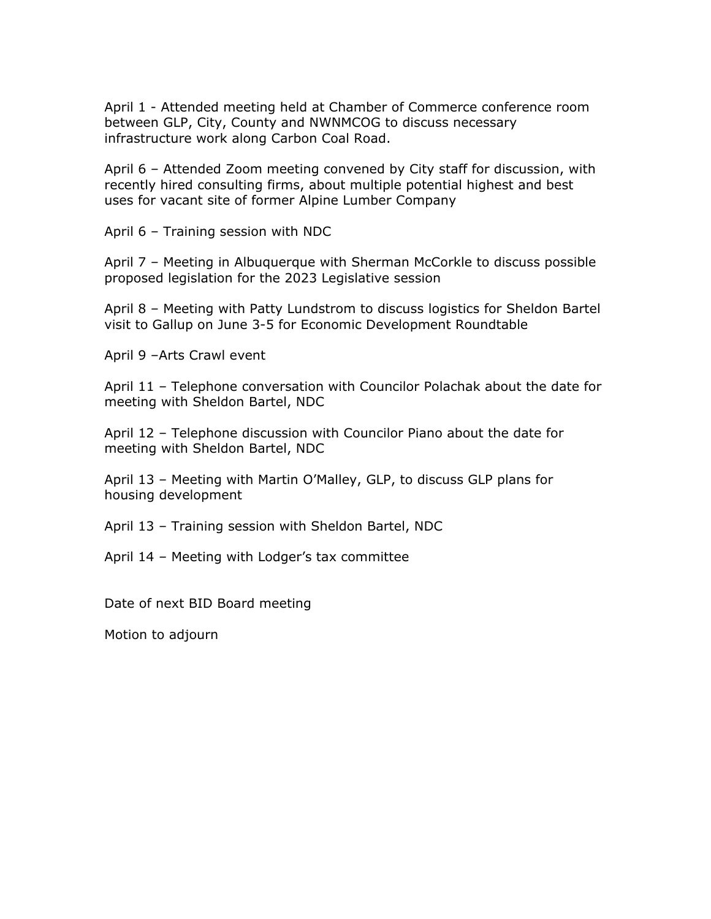April 1 - Attended meeting held at Chamber of Commerce conference room between GLP, City, County and NWNMCOG to discuss necessary infrastructure work along Carbon Coal Road.

April 6 – Attended Zoom meeting convened by City staff for discussion, with recently hired consulting firms, about multiple potential highest and best uses for vacant site of former Alpine Lumber Company

April 6 – Training session with NDC

April 7 – Meeting in Albuquerque with Sherman McCorkle to discuss possible proposed legislation for the 2023 Legislative session

April 8 – Meeting with Patty Lundstrom to discuss logistics for Sheldon Bartel visit to Gallup on June 3-5 for Economic Development Roundtable

April 9 –Arts Crawl event

April 11 – Telephone conversation with Councilor Polachak about the date for meeting with Sheldon Bartel, NDC

April 12 – Telephone discussion with Councilor Piano about the date for meeting with Sheldon Bartel, NDC

April 13 – Meeting with Martin O'Malley, GLP, to discuss GLP plans for housing development

April 13 – Training session with Sheldon Bartel, NDC

April 14 – Meeting with Lodger's tax committee

Date of next BID Board meeting

Motion to adjourn